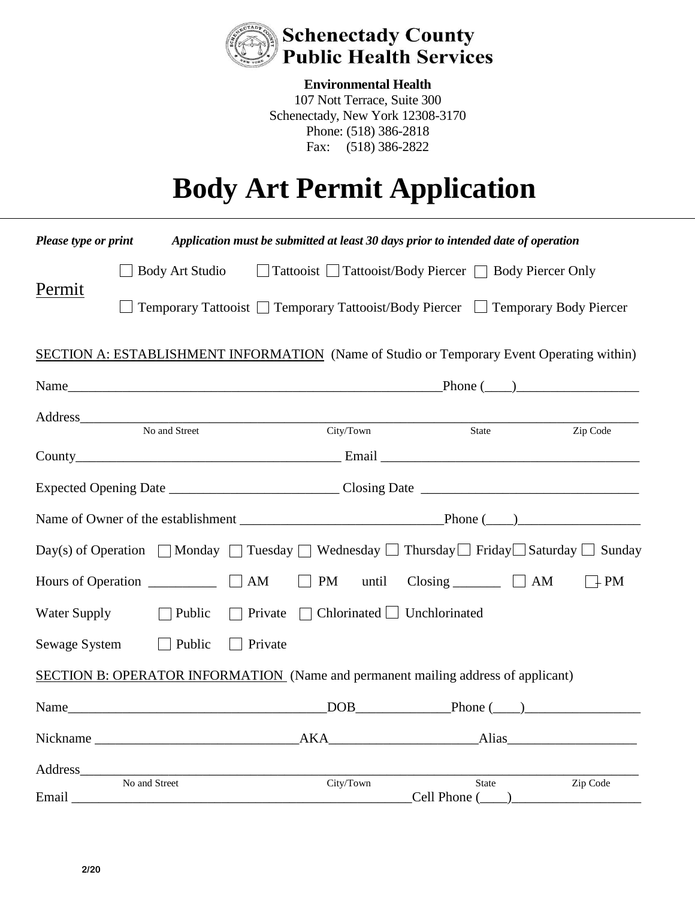**Schenectady County**
**Public Health Services**

**Environmental Health**
107 Nott Terrace, Suite 300
Schenectady, New York 12308-3170
Phone: (518) 386-2818
Fax: (518) 386-2822

# Body Art Permit Application

***Please type or print*** ***Application must be submitted at least 30 days prior to intended date of operation***

Permit

☐ Body Art Studio ☐ Tattooist ☐ Tattooist/Body Piercer ☐ Body Piercer Only

☐ Temporary Tattooist ☐ Temporary Tattooist/Body Piercer ☐ Temporary Body Piercer

SECTION A: ESTABLISHMENT INFORMATION (Name of Studio or Temporary Event Operating within)

Name_______________________________________________________Phone (____)_________________

Address_____________________________________________________________________________
No and Street City/Town State Zip Code

County_____________________________________ Email ____________________________________

Expected Opening Date _______________________ Closing Date ______________________________

Name of Owner of the establishment ____________________________Phone (____)_________________

Day(s) of Operation ☐ Monday ☐ Tuesday ☐ Wednesday ☐ Thursday ☐ Friday ☐ Saturday ☐ Sunday

Hours of Operation __________ ☐ AM ☐ PM until Closing _______ ☐ AM ☐ PM

Water Supply ☐ Public ☐ Private ☐ Chlorinated ☐ Unchlorinated

Sewage System ☐ Public ☐ Private

SECTION B: OPERATOR INFORMATION (Name and permanent mailing address of applicant)

Name____________________________________DOB_____________Phone (____)________________

Nickname ____________________________AKA_____________________Alias__________________

Address_____________________________________________________________________________
No and Street City/Town State Zip Code

Email _________________________________________________Cell Phone (____)__________________

2/20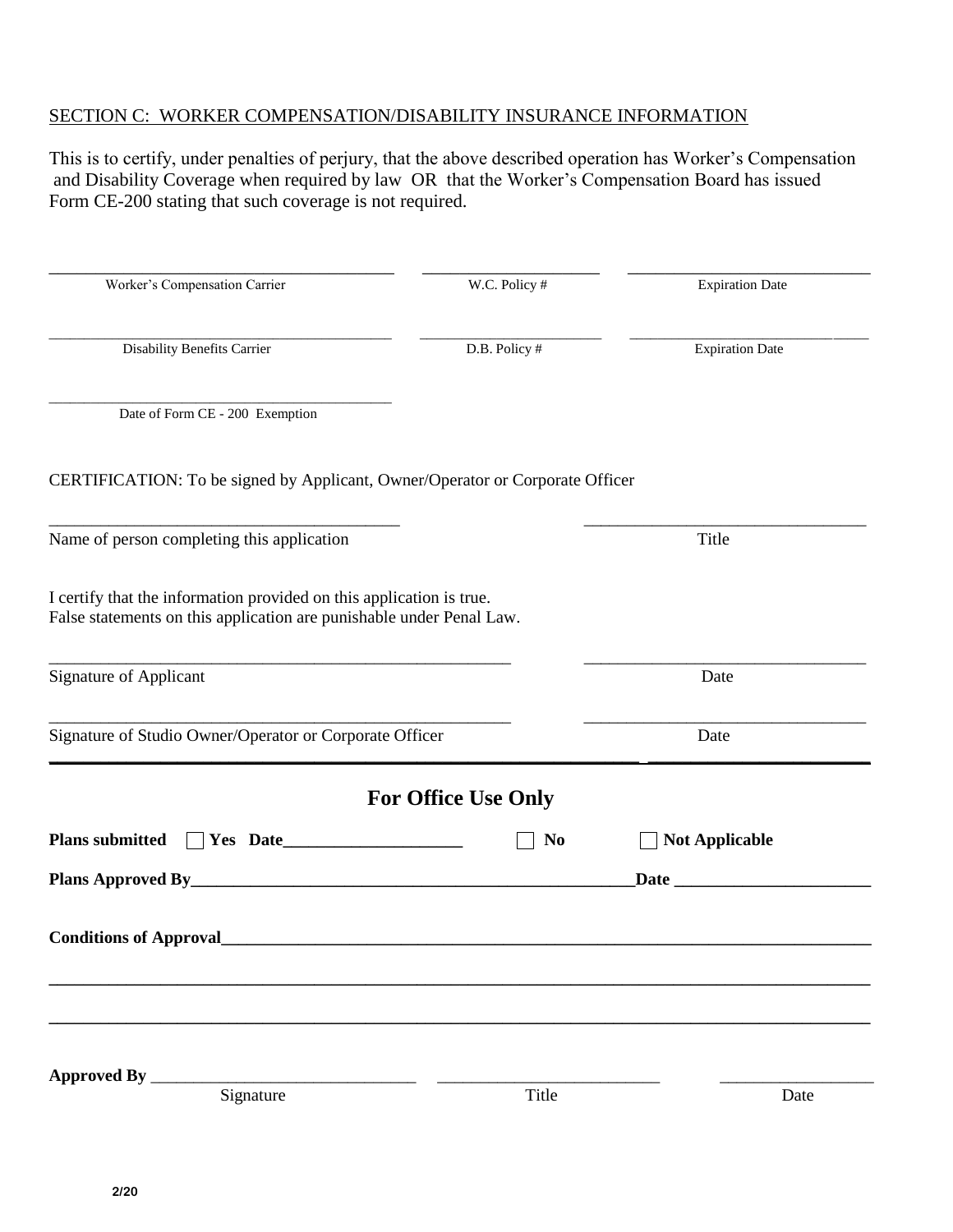SECTION C: WORKER COMPENSATION/DISABILITY INSURANCE INFORMATION

This is to certify, under penalties of perjury, that the above described operation has Worker's Compensation and Disability Coverage when required by law OR that the Worker's Compensation Board has issued Form CE-200 stating that such coverage is not required.

| Worker's Compensation Carrier | W.C. Policy # | Expiration Date |
|---|---|---|
| Disability Benefits Carrier | D.B. Policy # | Expiration Date |

_______________________________________
Date of Form CE - 200 Exemption

CERTIFICATION: To be signed by Applicant, Owner/Operator or Corporate Officer

_______________________________________ _______________________________
Name of person completing this application Title

I certify that the information provided on this application is true.
False statements on this application are punishable under Penal Law.

_______________________________________ _______________________________
Signature of Applicant Date

_______________________________________ _______________________________
Signature of Studio Owner/Operator or Corporate Officer Date

## For Office Use Only

**Plans submitted** ☐ **Yes Date**____________________ ☐ **No** ☐ **Not Applicable**

**Plans Approved By**__________________________________________________**Date** ______________________

**Conditions of Approval**_______________________________________________________________________

___________________________________________________________________________________________

___________________________________________________________________________________________

**Approved By** ______________________________ ________________________ _________________
Signature Title Date

2/20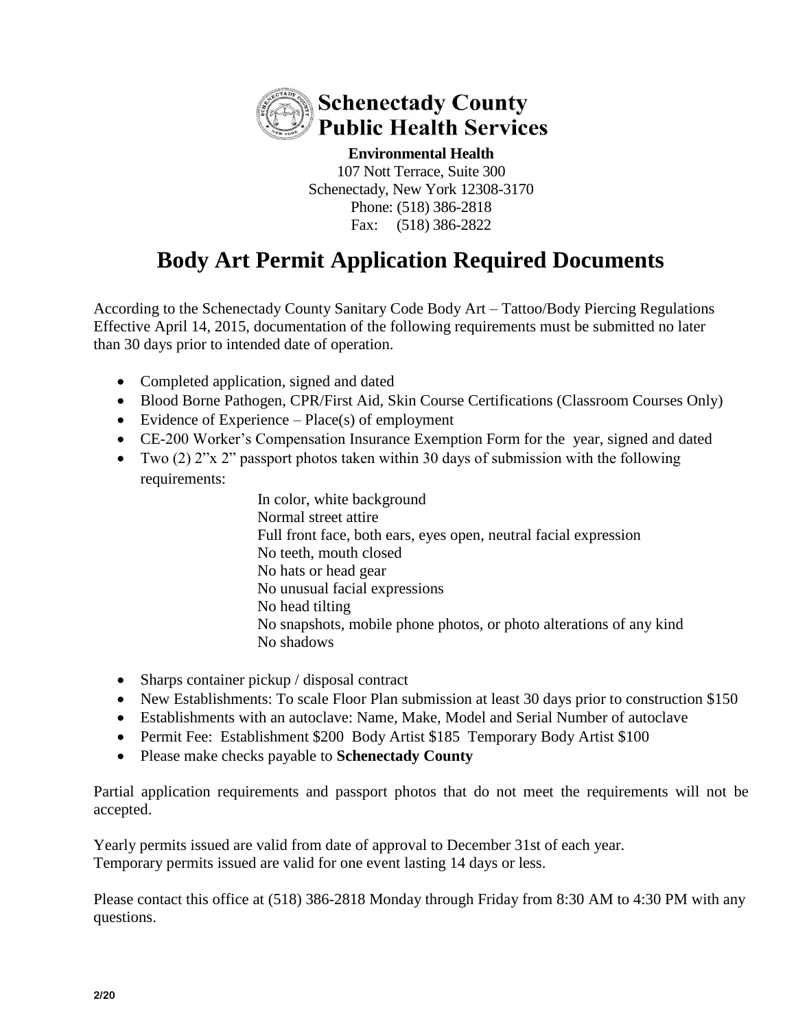**Schenectady County**
**Public Health Services**

**Environmental Health**
107 Nott Terrace, Suite 300
Schenectady, New York 12308-3170
Phone: (518) 386-2818
Fax: (518) 386-2822

# Body Art Permit Application Required Documents

According to the Schenectady County Sanitary Code Body Art – Tattoo/Body Piercing Regulations Effective April 14, 2015, documentation of the following requirements must be submitted no later than 30 days prior to intended date of operation.

- Completed application, signed and dated
- Blood Borne Pathogen, CPR/First Aid, Skin Course Certifications (Classroom Courses Only)
- Evidence of Experience – Place(s) of employment
- CE-200 Worker's Compensation Insurance Exemption Form for the year, signed and dated
- Two (2) 2"x 2" passport photos taken within 30 days of submission with the following requirements:

  In color, white background
  Normal street attire
  Full front face, both ears, eyes open, neutral facial expression
  No teeth, mouth closed
  No hats or head gear
  No unusual facial expressions
  No head tilting
  No snapshots, mobile phone photos, or photo alterations of any kind
  No shadows

- Sharps container pickup / disposal contract
- New Establishments: To scale Floor Plan submission at least 30 days prior to construction $150
- Establishments with an autoclave: Name, Make, Model and Serial Number of autoclave
- Permit Fee: Establishment $200 Body Artist $185 Temporary Body Artist $100
- Please make checks payable to **Schenectady County**

Partial application requirements and passport photos that do not meet the requirements will not be accepted.

Yearly permits issued are valid from date of approval to December 31st of each year.
Temporary permits issued are valid for one event lasting 14 days or less.

Please contact this office at (518) 386-2818 Monday through Friday from 8:30 AM to 4:30 PM with any questions.

2/20